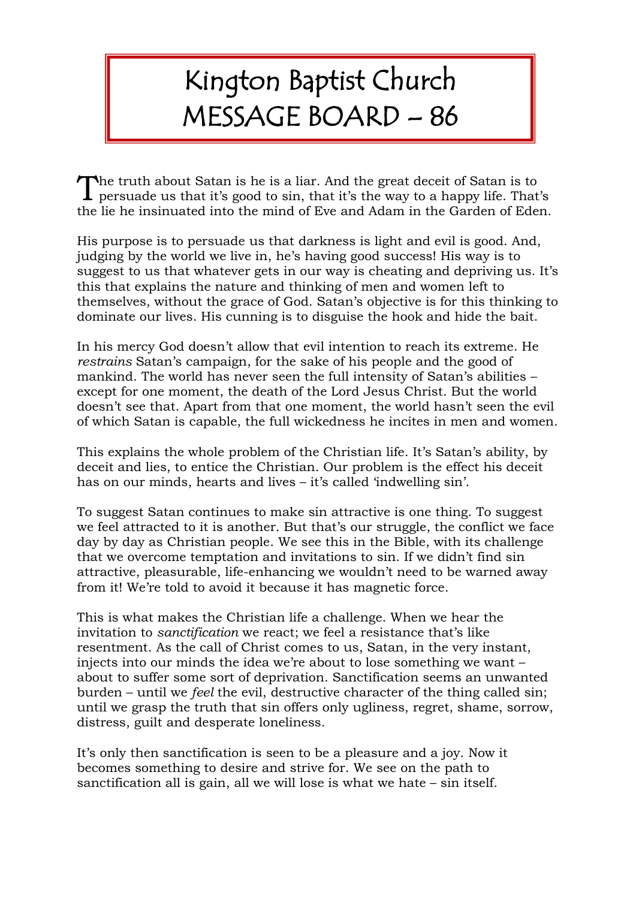# Kington Baptist Church MESSAGE BOARD – 86

The truth about Satan is he is a liar. And the great deceit of Satan is to persuade us that it's good to sin, that it's the way to a happy life. That's the lie he insinuated into the mind of Eve and Adam in the Garden of Eden.

His purpose is to persuade us that darkness is light and evil is good. And, judging by the world we live in, he's having good success! His way is to suggest to us that whatever gets in our way is cheating and depriving us. It's this that explains the nature and thinking of men and women left to themselves, without the grace of God. Satan's objective is for this thinking to dominate our lives. His cunning is to disguise the hook and hide the bait.

In his mercy God doesn't allow that evil intention to reach its extreme. He *restrains* Satan's campaign, for the sake of his people and the good of mankind. The world has never seen the full intensity of Satan's abilities – except for one moment, the death of the Lord Jesus Christ. But the world doesn't see that. Apart from that one moment, the world hasn't seen the evil of which Satan is capable, the full wickedness he incites in men and women.

This explains the whole problem of the Christian life. It's Satan's ability, by deceit and lies, to entice the Christian. Our problem is the effect his deceit has on our minds, hearts and lives – it's called 'indwelling sin'.

To suggest Satan continues to make sin attractive is one thing. To suggest we feel attracted to it is another. But that's our struggle, the conflict we face day by day as Christian people. We see this in the Bible, with its challenge that we overcome temptation and invitations to sin. If we didn't find sin attractive, pleasurable, life-enhancing we wouldn't need to be warned away from it! We're told to avoid it because it has magnetic force.

This is what makes the Christian life a challenge. When we hear the invitation to *sanctification* we react; we feel a resistance that's like resentment. As the call of Christ comes to us, Satan, in the very instant, injects into our minds the idea we're about to lose something we want – about to suffer some sort of deprivation. Sanctification seems an unwanted burden – until we *feel* the evil, destructive character of the thing called sin; until we grasp the truth that sin offers only ugliness, regret, shame, sorrow, distress, guilt and desperate loneliness.

It's only then sanctification is seen to be a pleasure and a joy. Now it becomes something to desire and strive for. We see on the path to sanctification all is gain, all we will lose is what we hate – sin itself.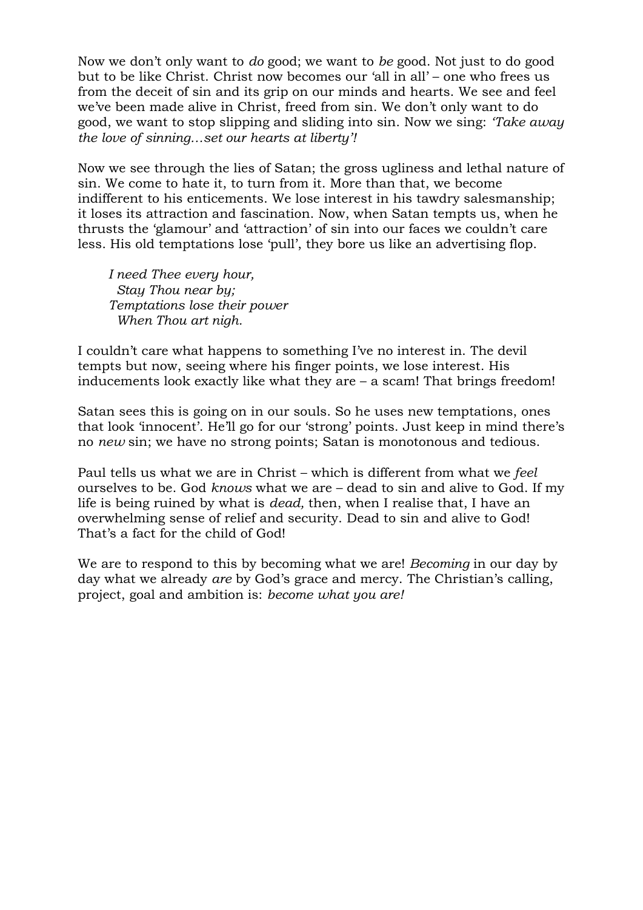Now we don't only want to *do* good; we want to *be* good. Not just to do good but to be like Christ. Christ now becomes our 'all in all' – one who frees us from the deceit of sin and its grip on our minds and hearts. We see and feel we've been made alive in Christ, freed from sin. We don't only want to do good, we want to stop slipping and sliding into sin. Now we sing: *'Take away the love of sinning…set our hearts at liberty'!*

Now we see through the lies of Satan; the gross ugliness and lethal nature of sin. We come to hate it, to turn from it. More than that, we become indifferent to his enticements. We lose interest in his tawdry salesmanship; it loses its attraction and fascination. Now, when Satan tempts us, when he thrusts the 'glamour' and 'attraction' of sin into our faces we couldn't care less. His old temptations lose 'pull', they bore us like an advertising flop.

> *I need Thee every hour,*
> *Stay Thou near by;*
> *Temptations lose their power*
> *When Thou art nigh.*

I couldn't care what happens to something I've no interest in. The devil tempts but now, seeing where his finger points, we lose interest. His inducements look exactly like what they are – a scam! That brings freedom!

Satan sees this is going on in our souls. So he uses new temptations, ones that look 'innocent'. He'll go for our 'strong' points. Just keep in mind there's no *new* sin; we have no strong points; Satan is monotonous and tedious.

Paul tells us what we are in Christ – which is different from what we *feel* ourselves to be. God *knows* what we are – dead to sin and alive to God. If my life is being ruined by what is *dead,* then, when I realise that, I have an overwhelming sense of relief and security. Dead to sin and alive to God! That's a fact for the child of God!

We are to respond to this by becoming what we are! *Becoming* in our day by day what we already *are* by God's grace and mercy. The Christian's calling, project, goal and ambition is: *become what you are!*